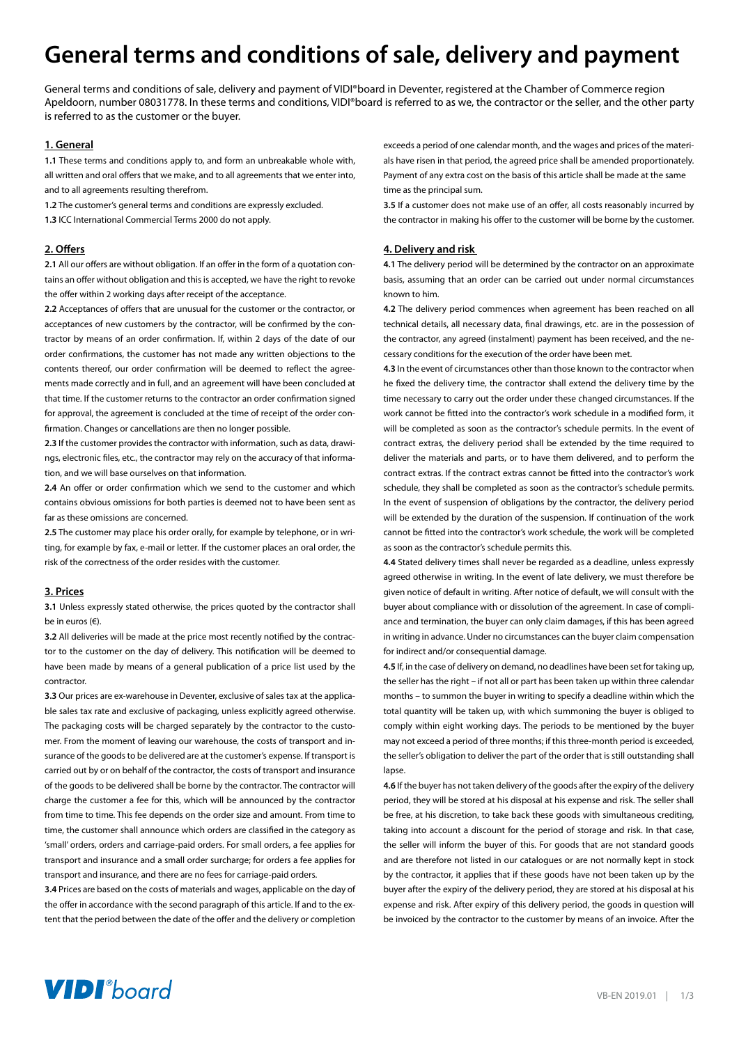# General terms and conditions of sale, delivery and payment

General terms and conditions of sale, delivery and payment of VIDI®board in Deventer, registered at the Chamber of Commerce region Apeldoorn, number 08031778. In these terms and conditions, VIDI®board is referred to as we, the contractor or the seller, and the other party is referred to as the customer or the buyer.

## 1. General

**1.1** These terms and conditions apply to, and form an unbreakable whole with, all written and oral offers that we make, and to all agreements that we enter into, and to all agreements resulting therefrom.

**1.2** The customer's general terms and conditions are expressly excluded.

**1.3** ICC International Commercial Terms 2000 do not apply.

## 2. Offers

**2.1** All our offers are without obligation. If an offer in the form of a quotation contains an offer without obligation and this is accepted, we have the right to revoke the offer within 2 working days after receipt of the acceptance.

**2.2** Acceptances of offers that are unusual for the customer or the contractor, or acceptances of new customers by the contractor, will be confirmed by the contractor by means of an order confirmation. If, within 2 days of the date of our order confirmations, the customer has not made any written objections to the contents thereof, our order confirmation will be deemed to reflect the agreements made correctly and in full, and an agreement will have been concluded at that time. If the customer returns to the contractor an order confirmation signed for approval, the agreement is concluded at the time of receipt of the order confirmation. Changes or cancellations are then no longer possible.

**2.3** If the customer provides the contractor with information, such as data, drawings, electronic files, etc., the contractor may rely on the accuracy of that information, and we will base ourselves on that information.

**2.4** An offer or order confirmation which we send to the customer and which contains obvious omissions for both parties is deemed not to have been sent as far as these omissions are concerned.

**2.5** The customer may place his order orally, for example by telephone, or in writing, for example by fax, e-mail or letter. If the customer places an oral order, the risk of the correctness of the order resides with the customer.

## 3. Prices

**3.1** Unless expressly stated otherwise, the prices quoted by the contractor shall be in euros (€).

**3.2** All deliveries will be made at the price most recently notified by the contractor to the customer on the day of delivery. This notification will be deemed to have been made by means of a general publication of a price list used by the contractor.

**3.3** Our prices are ex-warehouse in Deventer, exclusive of sales tax at the applicable sales tax rate and exclusive of packaging, unless explicitly agreed otherwise. The packaging costs will be charged separately by the contractor to the customer. From the moment of leaving our warehouse, the costs of transport and insurance of the goods to be delivered are at the customer's expense. If transport is carried out by or on behalf of the contractor, the costs of transport and insurance of the goods to be delivered shall be borne by the contractor. The contractor will charge the customer a fee for this, which will be announced by the contractor from time to time. This fee depends on the order size and amount. From time to time, the customer shall announce which orders are classified in the category as 'small' orders, orders and carriage-paid orders. For small orders, a fee applies for transport and insurance and a small order surcharge; for orders a fee applies for transport and insurance, and there are no fees for carriage-paid orders.

**3.4** Prices are based on the costs of materials and wages, applicable on the day of the offer in accordance with the second paragraph of this article. If and to the extent that the period between the date of the offer and the delivery or completion exceeds a period of one calendar month, and the wages and prices of the materials have risen in that period, the agreed price shall be amended proportionately. Payment of any extra cost on the basis of this article shall be made at the same time as the principal sum.

**3.5** If a customer does not make use of an offer, all costs reasonably incurred by the contractor in making his offer to the customer will be borne by the customer.

## 4. Delivery and risk

**4.1** The delivery period will be determined by the contractor on an approximate basis, assuming that an order can be carried out under normal circumstances known to him.

**4.2** The delivery period commences when agreement has been reached on all technical details, all necessary data, final drawings, etc. are in the possession of the contractor, any agreed (instalment) payment has been received, and the necessary conditions for the execution of the order have been met.

**4.3** In the event of circumstances other than those known to the contractor when he fixed the delivery time, the contractor shall extend the delivery time by the time necessary to carry out the order under these changed circumstances. If the work cannot be fitted into the contractor's work schedule in a modified form, it will be completed as soon as the contractor's schedule permits. In the event of contract extras, the delivery period shall be extended by the time required to deliver the materials and parts, or to have them delivered, and to perform the contract extras. If the contract extras cannot be fitted into the contractor's work schedule, they shall be completed as soon as the contractor's schedule permits. In the event of suspension of obligations by the contractor, the delivery period will be extended by the duration of the suspension. If continuation of the work cannot be fitted into the contractor's work schedule, the work will be completed as soon as the contractor's schedule permits this.

**4.4** Stated delivery times shall never be regarded as a deadline, unless expressly agreed otherwise in writing. In the event of late delivery, we must therefore be given notice of default in writing. After notice of default, we will consult with the buyer about compliance with or dissolution of the agreement. In case of compliance and termination, the buyer can only claim damages, if this has been agreed in writing in advance. Under no circumstances can the buyer claim compensation for indirect and/or consequential damage.

**4.5** If, in the case of delivery on demand, no deadlines have been set for taking up, the seller has the right – if not all or part has been taken up within three calendar months – to summon the buyer in writing to specify a deadline within which the total quantity will be taken up, with which summoning the buyer is obliged to comply within eight working days. The periods to be mentioned by the buyer may not exceed a period of three months; if this three-month period is exceeded, the seller's obligation to deliver the part of the order that is still outstanding shall lapse.

**4.6** If the buyer has not taken delivery of the goods after the expiry of the delivery period, they will be stored at his disposal at his expense and risk. The seller shall be free, at his discretion, to take back these goods with simultaneous crediting, taking into account a discount for the period of storage and risk. In that case, the seller will inform the buyer of this. For goods that are not standard goods and are therefore not listed in our catalogues or are not normally kept in stock by the contractor, it applies that if these goods have not been taken up by the buyer after the expiry of the delivery period, they are stored at his disposal at his expense and risk. After expiry of this delivery period, the goods in question will be invoiced by the contractor to the customer by means of an invoice. After the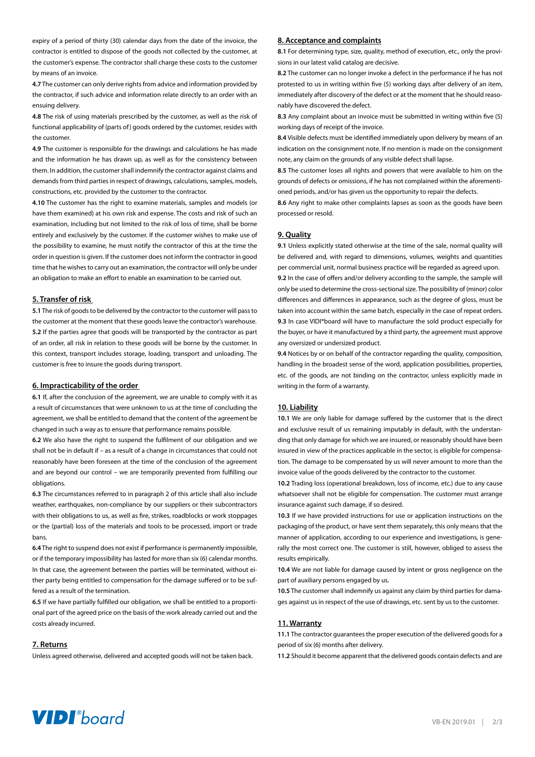expiry of a period of thirty (30) calendar days from the date of the invoice, the contractor is entitled to dispose of the goods not collected by the customer, at the customer's expense. The contractor shall charge these costs to the customer by means of an invoice.

**4.7** The customer can only derive rights from advice and information provided by the contractor, if such advice and information relate directly to an order with an ensuing delivery.

**4.8** The risk of using materials prescribed by the customer, as well as the risk of functional applicability of (parts of) goods ordered by the customer, resides with the customer.

**4.9** The customer is responsible for the drawings and calculations he has made and the information he has drawn up, as well as for the consistency between them. In addition, the customer shall indemnify the contractor against claims and demands from third parties in respect of drawings, calculations, samples, models, constructions, etc. provided by the customer to the contractor.

**4.10** The customer has the right to examine materials, samples and models (or have them examined) at his own risk and expense. The costs and risk of such an examination, including but not limited to the risk of loss of time, shall be borne entirely and exclusively by the customer. If the customer wishes to make use of the possibility to examine, he must notify the contractor of this at the time the order in question is given. If the customer does not inform the contractor in good time that he wishes to carry out an examination, the contractor will only be under an obligation to make an effort to enable an examination to be carried out.

## 5. Transfer of risk

**5.1** The risk of goods to be delivered by the contractor to the customer will pass to the customer at the moment that these goods leave the contractor's warehouse.

**5.2** If the parties agree that goods will be transported by the contractor as part of an order, all risk in relation to these goods will be borne by the customer. In this context, transport includes storage, loading, transport and unloading. The customer is free to insure the goods during transport.

## 6. Impracticability of the order

**6.1** If, after the conclusion of the agreement, we are unable to comply with it as a result of circumstances that were unknown to us at the time of concluding the agreement, we shall be entitled to demand that the content of the agreement be changed in such a way as to ensure that performance remains possible.

**6.2** We also have the right to suspend the fulfilment of our obligation and we shall not be in default if – as a result of a change in circumstances that could not reasonably have been foreseen at the time of the conclusion of the agreement and are beyond our control – we are temporarily prevented from fulfilling our obligations.

**6.3** The circumstances referred to in paragraph 2 of this article shall also include weather, earthquakes, non-compliance by our suppliers or their subcontractors with their obligations to us, as well as fire, strikes, roadblocks or work stoppages or the (partial) loss of the materials and tools to be processed, import or trade bans.

**6.4** The right to suspend does not exist if performance is permanently impossible, or if the temporary impossibility has lasted for more than six (6) calendar months. In that case, the agreement between the parties will be terminated, without either party being entitled to compensation for the damage suffered or to be suffered as a result of the termination.

**6.5** If we have partially fulfilled our obligation, we shall be entitled to a proportional part of the agreed price on the basis of the work already carried out and the costs already incurred.

## 7. Returns

Unless agreed otherwise, delivered and accepted goods will not be taken back.

## 8. Acceptance and complaints

**8.1** For determining type, size, quality, method of execution, etc., only the provisions in our latest valid catalog are decisive.

**8.2** The customer can no longer invoke a defect in the performance if he has not protested to us in writing within five (5) working days after delivery of an item, immediately after discovery of the defect or at the moment that he should reasonably have discovered the defect.

**8.3** Any complaint about an invoice must be submitted in writing within five (5) working days of receipt of the invoice.

**8.4** Visible defects must be identified immediately upon delivery by means of an indication on the consignment note. If no mention is made on the consignment note, any claim on the grounds of any visible defect shall lapse.

**8.5** The customer loses all rights and powers that were available to him on the grounds of defects or omissions, if he has not complained within the aforementioned periods, and/or has given us the opportunity to repair the defects.

**8.6** Any right to make other complaints lapses as soon as the goods have been processed or resold.

## 9. Quality

**9.1** Unless explicitly stated otherwise at the time of the sale, normal quality will be delivered and, with regard to dimensions, volumes, weights and quantities per commercial unit, normal business practice will be regarded as agreed upon.

**9.2** In the case of offers and/or delivery according to the sample, the sample will only be used to determine the cross-sectional size. The possibility of (minor) color differences and differences in appearance, such as the degree of gloss, must be taken into account within the same batch, especially in the case of repeat orders.

**9.3** In case VIDI®board will have to manufacture the sold product especially for the buyer, or have it manufactured by a third party, the agreement must approve any oversized or undersized product.

**9.4** Notices by or on behalf of the contractor regarding the quality, composition, handling in the broadest sense of the word, application possibilities, properties, etc. of the goods, are not binding on the contractor, unless explicitly made in writing in the form of a warranty.

## 10. Liability

**10.1** We are only liable for damage suffered by the customer that is the direct and exclusive result of us remaining imputably in default, with the understanding that only damage for which we are insured, or reasonably should have been insured in view of the practices applicable in the sector, is eligible for compensation. The damage to be compensated by us will never amount to more than the invoice value of the goods delivered by the contractor to the customer.

**10.2** Trading loss (operational breakdown, loss of income, etc.) due to any cause whatsoever shall not be eligible for compensation. The customer must arrange insurance against such damage, if so desired.

**10.3** If we have provided instructions for use or application instructions on the packaging of the product, or have sent them separately, this only means that the manner of application, according to our experience and investigations, is generally the most correct one. The customer is still, however, obliged to assess the results empirically.

**10.4** We are not liable for damage caused by intent or gross negligence on the part of auxiliary persons engaged by us.

**10.5** The customer shall indemnify us against any claim by third parties for damages against us in respect of the use of drawings, etc. sent by us to the customer.

## 11. Warranty

**11.1** The contractor guarantees the proper execution of the delivered goods for a period of six (6) months after delivery.

**11.2** Should it become apparent that the delivered goods contain defects and are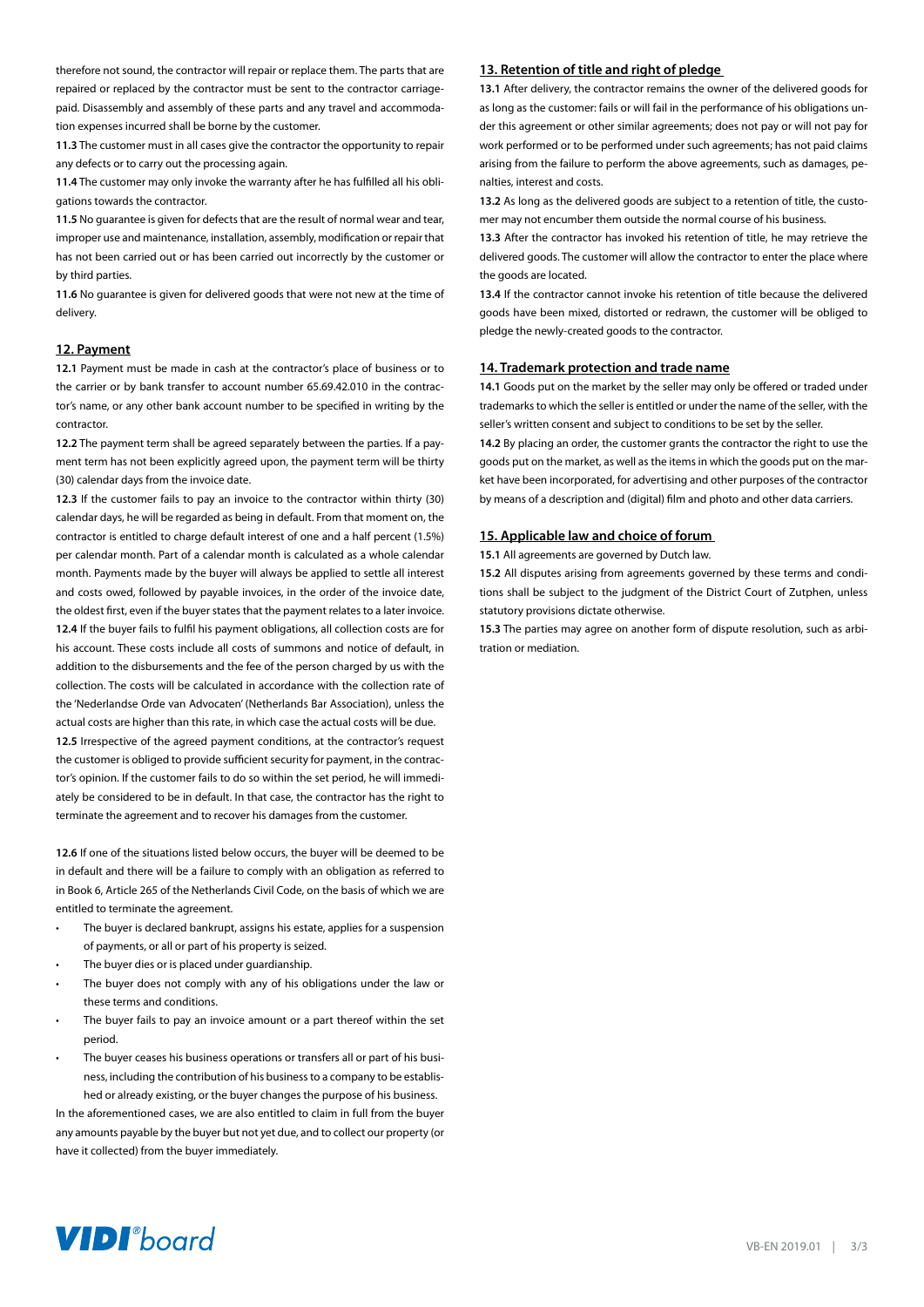therefore not sound, the contractor will repair or replace them. The parts that are repaired or replaced by the contractor must be sent to the contractor carriage-paid. Disassembly and assembly of these parts and any travel and accommodation expenses incurred shall be borne by the customer.

**11.3** The customer must in all cases give the contractor the opportunity to repair any defects or to carry out the processing again.

**11.4** The customer may only invoke the warranty after he has fulfilled all his obligations towards the contractor.

**11.5** No guarantee is given for defects that are the result of normal wear and tear, improper use and maintenance, installation, assembly, modification or repair that has not been carried out or has been carried out incorrectly by the customer or by third parties.

**11.6** No guarantee is given for delivered goods that were not new at the time of delivery.

## 12. Payment

**12.1** Payment must be made in cash at the contractor's place of business or to the carrier or by bank transfer to account number 65.69.42.010 in the contractor's name, or any other bank account number to be specified in writing by the contractor.

**12.2** The payment term shall be agreed separately between the parties. If a payment term has not been explicitly agreed upon, the payment term will be thirty (30) calendar days from the invoice date.

**12.3** If the customer fails to pay an invoice to the contractor within thirty (30) calendar days, he will be regarded as being in default. From that moment on, the contractor is entitled to charge default interest of one and a half percent (1.5%) per calendar month. Part of a calendar month is calculated as a whole calendar month. Payments made by the buyer will always be applied to settle all interest and costs owed, followed by payable invoices, in the order of the invoice date, the oldest first, even if the buyer states that the payment relates to a later invoice.

**12.4** If the buyer fails to fulfil his payment obligations, all collection costs are for his account. These costs include all costs of summons and notice of default, in addition to the disbursements and the fee of the person charged by us with the collection. The costs will be calculated in accordance with the collection rate of the 'Nederlandse Orde van Advocaten' (Netherlands Bar Association), unless the actual costs are higher than this rate, in which case the actual costs will be due.

**12.5** Irrespective of the agreed payment conditions, at the contractor's request the customer is obliged to provide sufficient security for payment, in the contractor's opinion. If the customer fails to do so within the set period, he will immediately be considered to be in default. In that case, the contractor has the right to terminate the agreement and to recover his damages from the customer.

**12.6** If one of the situations listed below occurs, the buyer will be deemed to be in default and there will be a failure to comply with an obligation as referred to in Book 6, Article 265 of the Netherlands Civil Code, on the basis of which we are entitled to terminate the agreement.

- The buyer is declared bankrupt, assigns his estate, applies for a suspension of payments, or all or part of his property is seized.
- The buyer dies or is placed under guardianship.
- The buyer does not comply with any of his obligations under the law or these terms and conditions.
- The buyer fails to pay an invoice amount or a part thereof within the set period.
- The buyer ceases his business operations or transfers all or part of his business, including the contribution of his business to a company to be established or already existing, or the buyer changes the purpose of his business.

In the aforementioned cases, we are also entitled to claim in full from the buyer any amounts payable by the buyer but not yet due, and to collect our property (or have it collected) from the buyer immediately.

## 13. Retention of title and right of pledge

**13.1** After delivery, the contractor remains the owner of the delivered goods for as long as the customer: fails or will fail in the performance of his obligations under this agreement or other similar agreements; does not pay or will not pay for work performed or to be performed under such agreements; has not paid claims arising from the failure to perform the above agreements, such as damages, penalties, interest and costs.

**13.2** As long as the delivered goods are subject to a retention of title, the customer may not encumber them outside the normal course of his business.

**13.3** After the contractor has invoked his retention of title, he may retrieve the delivered goods. The customer will allow the contractor to enter the place where the goods are located.

**13.4** If the contractor cannot invoke his retention of title because the delivered goods have been mixed, distorted or redrawn, the customer will be obliged to pledge the newly-created goods to the contractor.

## 14. Trademark protection and trade name

**14.1** Goods put on the market by the seller may only be offered or traded under trademarks to which the seller is entitled or under the name of the seller, with the seller's written consent and subject to conditions to be set by the seller.

**14.2** By placing an order, the customer grants the contractor the right to use the goods put on the market, as well as the items in which the goods put on the market have been incorporated, for advertising and other purposes of the contractor by means of a description and (digital) film and photo and other data carriers.

## 15. Applicable law and choice of forum

**15.1** All agreements are governed by Dutch law.

**15.2** All disputes arising from agreements governed by these terms and conditions shall be subject to the judgment of the District Court of Zutphen, unless statutory provisions dictate otherwise.

**15.3** The parties may agree on another form of dispute resolution, such as arbitration or mediation.

VIDI®board

VB-EN 2019.01